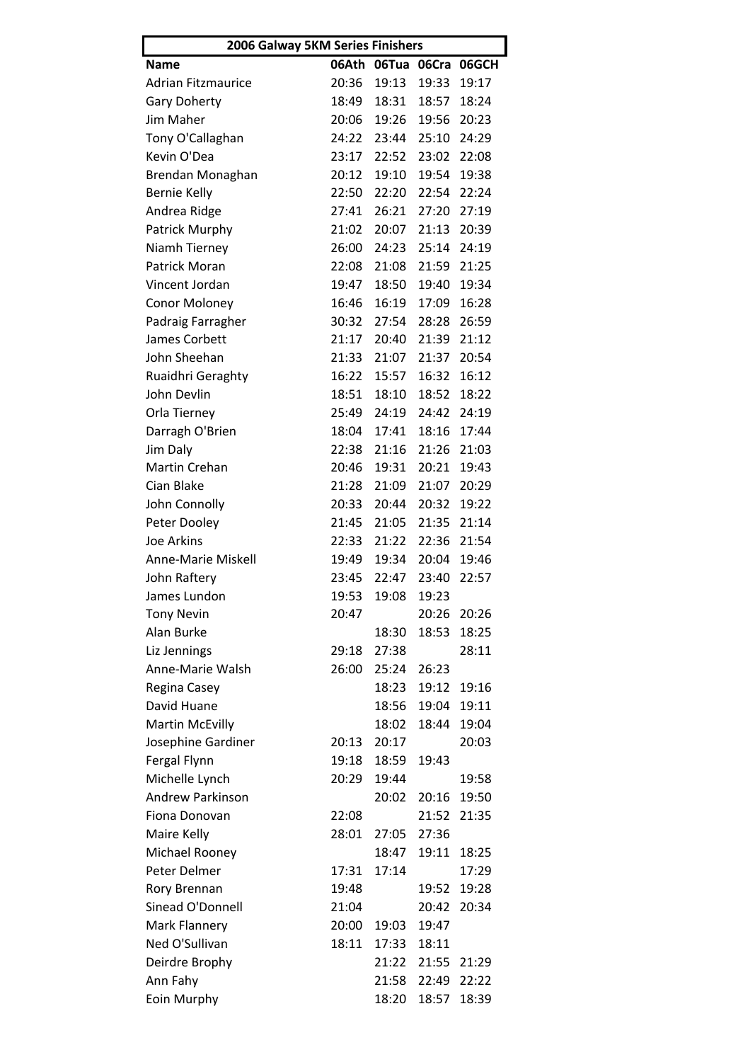| 2006 Galway 5KM Series Finishers | | | | |
|---|---|---|---|---|
| **Name** | **06Ath** | **06Tua** | **06Cra** | **06GCH** |
| Adrian Fitzmaurice | 20:36 | 19:13 | 19:33 | 19:17 |
| Gary Doherty | 18:49 | 18:31 | 18:57 | 18:24 |
| Jim Maher | 20:06 | 19:26 | 19:56 | 20:23 |
| Tony O'Callaghan | 24:22 | 23:44 | 25:10 | 24:29 |
| Kevin O'Dea | 23:17 | 22:52 | 23:02 | 22:08 |
| Brendan Monaghan | 20:12 | 19:10 | 19:54 | 19:38 |
| Bernie Kelly | 22:50 | 22:20 | 22:54 | 22:24 |
| Andrea Ridge | 27:41 | 26:21 | 27:20 | 27:19 |
| Patrick Murphy | 21:02 | 20:07 | 21:13 | 20:39 |
| Niamh Tierney | 26:00 | 24:23 | 25:14 | 24:19 |
| Patrick Moran | 22:08 | 21:08 | 21:59 | 21:25 |
| Vincent Jordan | 19:47 | 18:50 | 19:40 | 19:34 |
| Conor Moloney | 16:46 | 16:19 | 17:09 | 16:28 |
| Padraig Farragher | 30:32 | 27:54 | 28:28 | 26:59 |
| James Corbett | 21:17 | 20:40 | 21:39 | 21:12 |
| John Sheehan | 21:33 | 21:07 | 21:37 | 20:54 |
| Ruaidhri Geraghty | 16:22 | 15:57 | 16:32 | 16:12 |
| John Devlin | 18:51 | 18:10 | 18:52 | 18:22 |
| Orla Tierney | 25:49 | 24:19 | 24:42 | 24:19 |
| Darragh O'Brien | 18:04 | 17:41 | 18:16 | 17:44 |
| Jim Daly | 22:38 | 21:16 | 21:26 | 21:03 |
| Martin Crehan | 20:46 | 19:31 | 20:21 | 19:43 |
| Cian Blake | 21:28 | 21:09 | 21:07 | 20:29 |
| John Connolly | 20:33 | 20:44 | 20:32 | 19:22 |
| Peter Dooley | 21:45 | 21:05 | 21:35 | 21:14 |
| Joe Arkins | 22:33 | 21:22 | 22:36 | 21:54 |
| Anne-Marie Miskell | 19:49 | 19:34 | 20:04 | 19:46 |
| John Raftery | 23:45 | 22:47 | 23:40 | 22:57 |
| James Lundon | 19:53 | 19:08 | 19:23 | |
| Tony Nevin | 20:47 | | 20:26 | 20:26 |
| Alan Burke | | 18:30 | 18:53 | 18:25 |
| Liz Jennings | 29:18 | 27:38 | | 28:11 |
| Anne-Marie Walsh | 26:00 | 25:24 | 26:23 | |
| Regina Casey | | 18:23 | 19:12 | 19:16 |
| David Huane | | 18:56 | 19:04 | 19:11 |
| Martin McEvilly | | 18:02 | 18:44 | 19:04 |
| Josephine Gardiner | 20:13 | 20:17 | | 20:03 |
| Fergal Flynn | 19:18 | 18:59 | 19:43 | |
| Michelle Lynch | 20:29 | 19:44 | | 19:58 |
| Andrew Parkinson | | 20:02 | 20:16 | 19:50 |
| Fiona Donovan | 22:08 | | 21:52 | 21:35 |
| Maire Kelly | 28:01 | 27:05 | 27:36 | |
| Michael Rooney | | 18:47 | 19:11 | 18:25 |
| Peter Delmer | 17:31 | 17:14 | | 17:29 |
| Rory Brennan | 19:48 | | 19:52 | 19:28 |
| Sinead O'Donnell | 21:04 | | 20:42 | 20:34 |
| Mark Flannery | 20:00 | 19:03 | 19:47 | |
| Ned O'Sullivan | 18:11 | 17:33 | 18:11 | |
| Deirdre Brophy | | 21:22 | 21:55 | 21:29 |
| Ann Fahy | | 21:58 | 22:49 | 22:22 |
| Eoin Murphy | | 18:20 | 18:57 | 18:39 |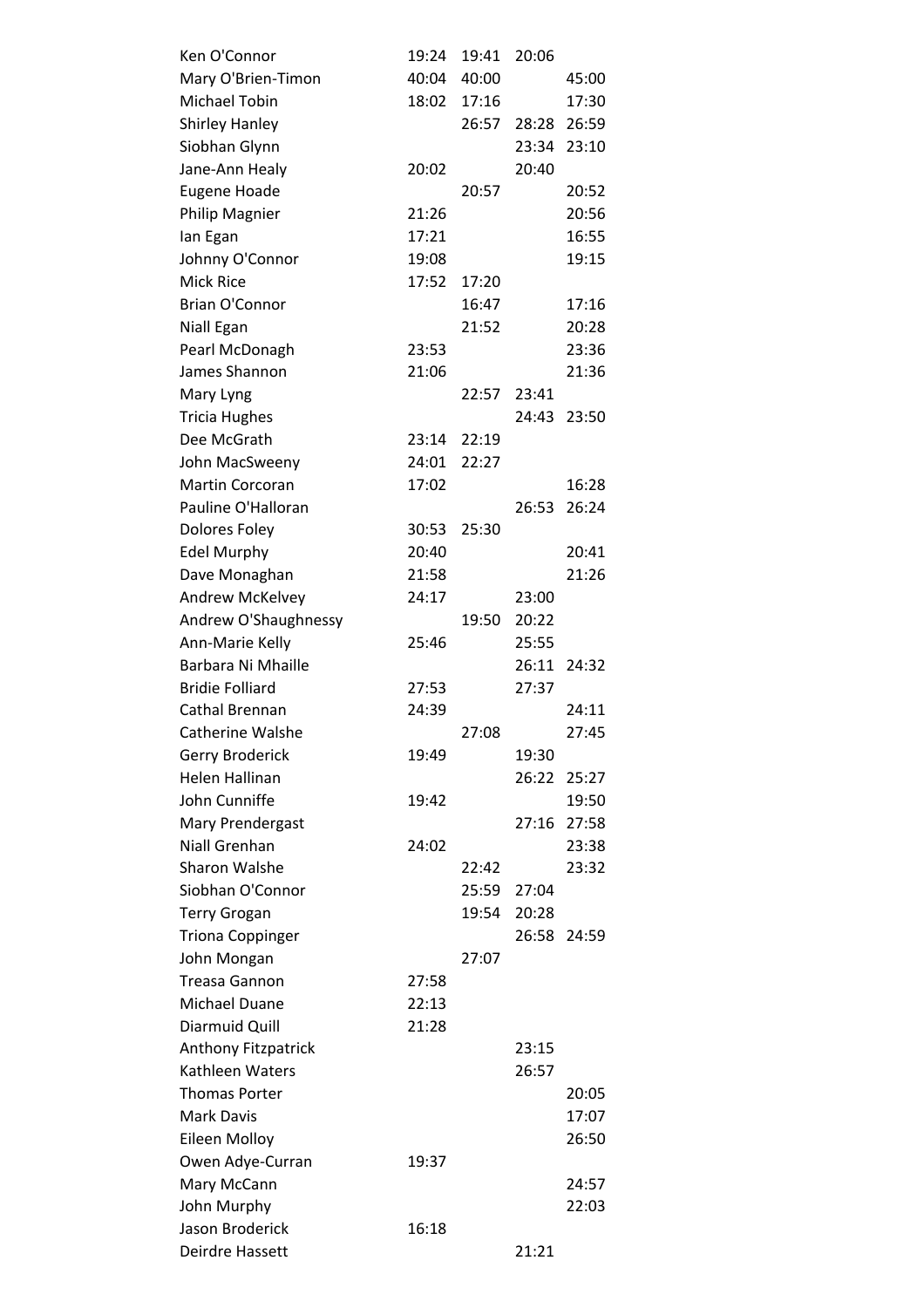| | | | | |
|---|---|---|---|---|
| Ken O'Connor | 19:24 | 19:41 | 20:06 | |
| Mary O'Brien-Timon | 40:04 | 40:00 | | 45:00 |
| Michael Tobin | 18:02 | 17:16 | | 17:30 |
| Shirley Hanley | | 26:57 | 28:28 | 26:59 |
| Siobhan Glynn | | | 23:34 | 23:10 |
| Jane-Ann Healy | 20:02 | | 20:40 | |
| Eugene Hoade | | 20:57 | | 20:52 |
| Philip Magnier | 21:26 | | | 20:56 |
| Ian Egan | 17:21 | | | 16:55 |
| Johnny O'Connor | 19:08 | | | 19:15 |
| Mick Rice | 17:52 | 17:20 | | |
| Brian O'Connor | | 16:47 | | 17:16 |
| Niall Egan | | 21:52 | | 20:28 |
| Pearl McDonagh | 23:53 | | | 23:36 |
| James Shannon | 21:06 | | | 21:36 |
| Mary Lyng | | 22:57 | 23:41 | |
| Tricia Hughes | | | 24:43 | 23:50 |
| Dee McGrath | 23:14 | 22:19 | | |
| John MacSweeny | 24:01 | 22:27 | | |
| Martin Corcoran | 17:02 | | | 16:28 |
| Pauline O'Halloran | | | 26:53 | 26:24 |
| Dolores Foley | 30:53 | 25:30 | | |
| Edel Murphy | 20:40 | | | 20:41 |
| Dave Monaghan | 21:58 | | | 21:26 |
| Andrew McKelvey | 24:17 | | 23:00 | |
| Andrew O'Shaughnessy | | 19:50 | 20:22 | |
| Ann-Marie Kelly | 25:46 | | 25:55 | |
| Barbara Ni Mhaille | | | 26:11 | 24:32 |
| Bridie Folliard | 27:53 | | 27:37 | |
| Cathal Brennan | 24:39 | | | 24:11 |
| Catherine Walshe | | 27:08 | | 27:45 |
| Gerry Broderick | 19:49 | | 19:30 | |
| Helen Hallinan | | | 26:22 | 25:27 |
| John Cunniffe | 19:42 | | | 19:50 |
| Mary Prendergast | | | 27:16 | 27:58 |
| Niall Grenhan | 24:02 | | | 23:38 |
| Sharon Walshe | | 22:42 | | 23:32 |
| Siobhan O'Connor | | 25:59 | 27:04 | |
| Terry Grogan | | 19:54 | 20:28 | |
| Triona Coppinger | | | 26:58 | 24:59 |
| John Mongan | | 27:07 | | |
| Treasa Gannon | 27:58 | | | |
| Michael Duane | 22:13 | | | |
| Diarmuid Quill | 21:28 | | | |
| Anthony Fitzpatrick | | | 23:15 | |
| Kathleen Waters | | | 26:57 | |
| Thomas Porter | | | | 20:05 |
| Mark Davis | | | | 17:07 |
| Eileen Molloy | | | | 26:50 |
| Owen Adye-Curran | 19:37 | | | |
| Mary McCann | | | | 24:57 |
| John Murphy | | | | 22:03 |
| Jason Broderick | 16:18 | | | |
| Deirdre Hassett | | | 21:21 | |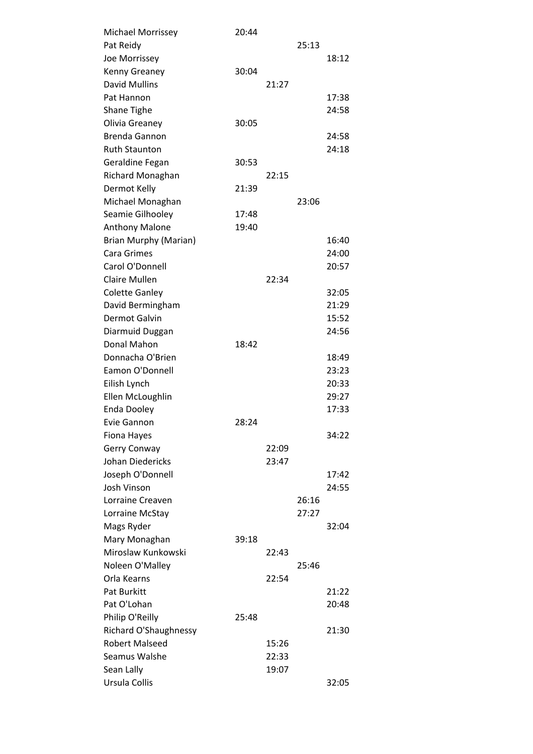| | | | | |
|---|---|---|---|---|
| Michael Morrissey | 20:44 | | | |
| Pat Reidy | | | 25:13 | |
| Joe Morrissey | | | | 18:12 |
| Kenny Greaney | 30:04 | | | |
| David Mullins | | 21:27 | | |
| Pat Hannon | | | | 17:38 |
| Shane Tighe | | | | 24:58 |
| Olivia Greaney | 30:05 | | | |
| Brenda Gannon | | | | 24:58 |
| Ruth Staunton | | | | 24:18 |
| Geraldine Fegan | 30:53 | | | |
| Richard Monaghan | | 22:15 | | |
| Dermot Kelly | 21:39 | | | |
| Michael Monaghan | | | 23:06 | |
| Seamie Gilhooley | 17:48 | | | |
| Anthony Malone | 19:40 | | | |
| Brian Murphy (Marian) | | | | 16:40 |
| Cara Grimes | | | | 24:00 |
| Carol O'Donnell | | | | 20:57 |
| Claire Mullen | | 22:34 | | |
| Colette Ganley | | | | 32:05 |
| David Bermingham | | | | 21:29 |
| Dermot Galvin | | | | 15:52 |
| Diarmuid Duggan | | | | 24:56 |
| Donal Mahon | 18:42 | | | |
| Donnacha O'Brien | | | | 18:49 |
| Eamon O'Donnell | | | | 23:23 |
| Eilish Lynch | | | | 20:33 |
| Ellen McLoughlin | | | | 29:27 |
| Enda Dooley | | | | 17:33 |
| Evie Gannon | 28:24 | | | |
| Fiona Hayes | | | | 34:22 |
| Gerry Conway | | 22:09 | | |
| Johan Diedericks | | 23:47 | | |
| Joseph O'Donnell | | | | 17:42 |
| Josh Vinson | | | | 24:55 |
| Lorraine Creaven | | | 26:16 | |
| Lorraine McStay | | | 27:27 | |
| Mags Ryder | | | | 32:04 |
| Mary Monaghan | 39:18 | | | |
| Miroslaw Kunkowski | | 22:43 | | |
| Noleen O'Malley | | | 25:46 | |
| Orla Kearns | | 22:54 | | |
| Pat Burkitt | | | | 21:22 |
| Pat O'Lohan | | | | 20:48 |
| Philip O'Reilly | 25:48 | | | |
| Richard O'Shaughnessy | | | | 21:30 |
| Robert Malseed | | 15:26 | | |
| Seamus Walshe | | 22:33 | | |
| Sean Lally | | 19:07 | | |
| Ursula Collis | | | | 32:05 |